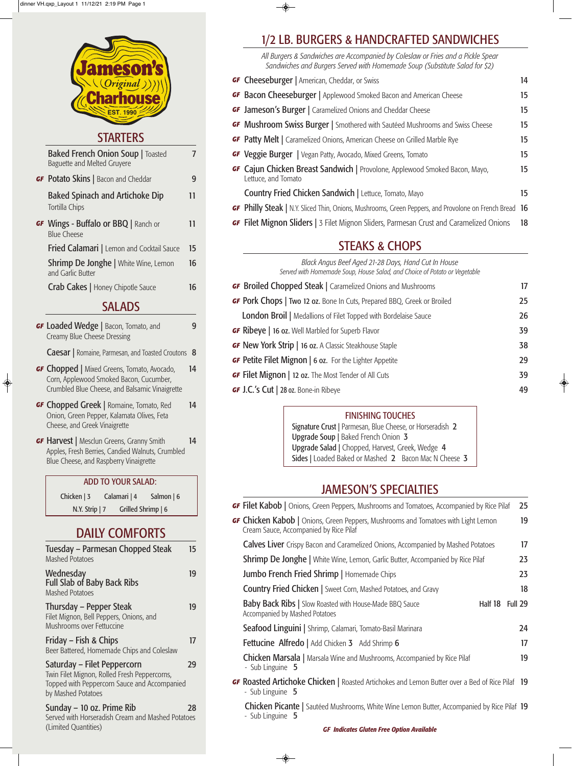# Jameson's Original Charhouse

EST. 1990

## STARTERS

- **Baked French Onion Soup** | Toasted Baguette and Melted Gruyere — 7
- GF **Potato Skins** | Bacon and Cheddar — 9
- **Baked Spinach and Artichoke Dip** Tortilla Chips — 11
- GF **Wings - Buffalo or BBQ** | Ranch or Blue Cheese — 11
- **Fried Calamari** | Lemon and Cocktail Sauce — 15
- **Shrimp De Jonghe** | White Wine, Lemon and Garlic Butter — 16
- **Crab Cakes** | Honey Chipotle Sauce — 16

## SALADS

- GF **Loaded Wedge** | Bacon, Tomato, and Creamy Blue Cheese Dressing — 9
- **Caesar** | Romaine, Parmesan, and Toasted Croutons — 8
- GF **Chopped** | Mixed Greens, Tomato, Avocado, Corn, Applewood Smoked Bacon, Cucumber, Crumbled Blue Cheese, and Balsamic Vinaigrette — 14
- GF **Chopped Greek** | Romaine, Tomato, Red Onion, Green Pepper, Kalamata Olives, Feta Cheese, and Greek Vinaigrette — 14
- GF **Harvest** | Mesclun Greens, Granny Smith Apples, Fresh Berries, Candied Walnuts, Crumbled Blue Cheese, and Raspberry Vinaigrette — 14

### ADD TO YOUR SALAD:

Chicken | 3 Calamari | 4 Salmon | 6
N.Y. Strip | 7 Grilled Shrimp | 6

## DAILY COMFORTS

- **Tuesday – Parmesan Chopped Steak** Mashed Potatoes — 15
- **Wednesday Full Slab of Baby Back Ribs** Mashed Potatoes — 19
- **Thursday – Pepper Steak** Filet Mignon, Bell Peppers, Onions, and Mushrooms over Fettuccine — 19
- **Friday – Fish & Chips** Beer Battered, Homemade Chips and Coleslaw — 17
- **Saturday – Filet Peppercorn** Twin Filet Mignon, Rolled Fresh Peppercorns, Topped with Peppercorn Sauce and Accompanied by Mashed Potatoes — 29
- **Sunday – 10 oz. Prime Rib** Served with Horseradish Cream and Mashed Potatoes (Limited Quantities) — 28

## 1/2 LB. BURGERS & HANDCRAFTED SANDWICHES

*All Burgers & Sandwiches are Accompanied by Coleslaw or Fries and a Pickle Spear*
*Sandwiches and Burgers Served with Homemade Soup (Substitute Salad for $2)*

- GF **Cheeseburger** | American, Cheddar, or Swiss — 14
- GF **Bacon Cheeseburger** | Applewood Smoked Bacon and American Cheese — 15
- GF **Jameson's Burger** | Caramelized Onions and Cheddar Cheese — 15
- GF **Mushroom Swiss Burger** | Smothered with Sautéed Mushrooms and Swiss Cheese — 15
- GF **Patty Melt** | Caramelized Onions, American Cheese on Grilled Marble Rye — 15
- GF **Veggie Burger** | Vegan Patty, Avocado, Mixed Greens, Tomato — 15
- GF **Cajun Chicken Breast Sandwich** | Provolone, Applewood Smoked Bacon, Mayo, Lettuce, and Tomato — 15
- **Country Fried Chicken Sandwich** | Lettuce, Tomato, Mayo — 15
- GF **Philly Steak** | N.Y. Sliced Thin, Onions, Mushrooms, Green Peppers, and Provolone on French Bread — 16
- GF **Filet Mignon Sliders** | 3 Filet Mignon Sliders, Parmesan Crust and Caramelized Onions — 18

## STEAKS & CHOPS

*Black Angus Beef Aged 21-28 Days, Hand Cut In House*
*Served with Homemade Soup, House Salad, and Choice of Potato or Vegetable*

- GF **Broiled Chopped Steak** | Caramelized Onions and Mushrooms — 17
- GF **Pork Chops** | Two 12 oz. Bone In Cuts, Prepared BBQ, Greek or Broiled — 25
- **London Broil** | Medallions of Filet Topped with Bordelaise Sauce — 26
- GF **Ribeye** | 16 oz. Well Marbled for Superb Flavor — 39
- GF **New York Strip** | 16 oz. A Classic Steakhouse Staple — 38
- GF **Petite Filet Mignon** | 6 oz. For the Lighter Appetite — 29
- GF **Filet Mignon** | 12 oz. The Most Tender of All Cuts — 39
- GF **J.C.'s Cut** | 28 oz. Bone-in Ribeye — 49

### FINISHING TOUCHES

- **Signature Crust** | Parmesan, Blue Cheese, or Horseradish 2
- **Upgrade Soup** | Baked French Onion 3
- **Upgrade Salad** | Chopped, Harvest, Greek, Wedge 4
- **Sides** | Loaded Baked or Mashed 2 Bacon Mac N Cheese 3

## JAMESON'S SPECIALTIES

- GF **Filet Kabob** | Onions, Green Peppers, Mushrooms and Tomatoes, Accompanied by Rice Pilaf — 25
- GF **Chicken Kabob** | Onions, Green Peppers, Mushrooms and Tomatoes with Light Lemon Cream Sauce, Accompanied by Rice Pilaf — 19
- **Calves Liver** Crispy Bacon and Caramelized Onions, Accompanied by Mashed Potatoes — 17
- **Shrimp De Jonghe** | White Wine, Lemon, Garlic Butter, Accompanied by Rice Pilaf — 23
- **Jumbo French Fried Shrimp** | Homemade Chips — 23
- **Country Fried Chicken** | Sweet Corn, Mashed Potatoes, and Gravy — 18
- **Baby Back Ribs** | Slow Roasted with House-Made BBQ Sauce Accompanied by Mashed Potatoes — Half 18 Full 29
- **Seafood Linguini** | Shrimp, Calamari, Tomato-Basil Marinara — 24
- **Fettucine Alfredo** | Add Chicken 3 Add Shrimp 6 — 17
- **Chicken Marsala** | Marsala Wine and Mushrooms, Accompanied by Rice Pilaf - Sub Linguine 5 — 19
- GF **Roasted Artichoke Chicken** | Roasted Artichokes and Lemon Butter over a Bed of Rice Pilaf - Sub Linguine 5 — 19
- **Chicken Picante** | Sautéed Mushrooms, White Wine Lemon Butter, Accompanied by Rice Pilaf - Sub Linguine 5 — 19

***GF Indicates Gluten Free Option Available***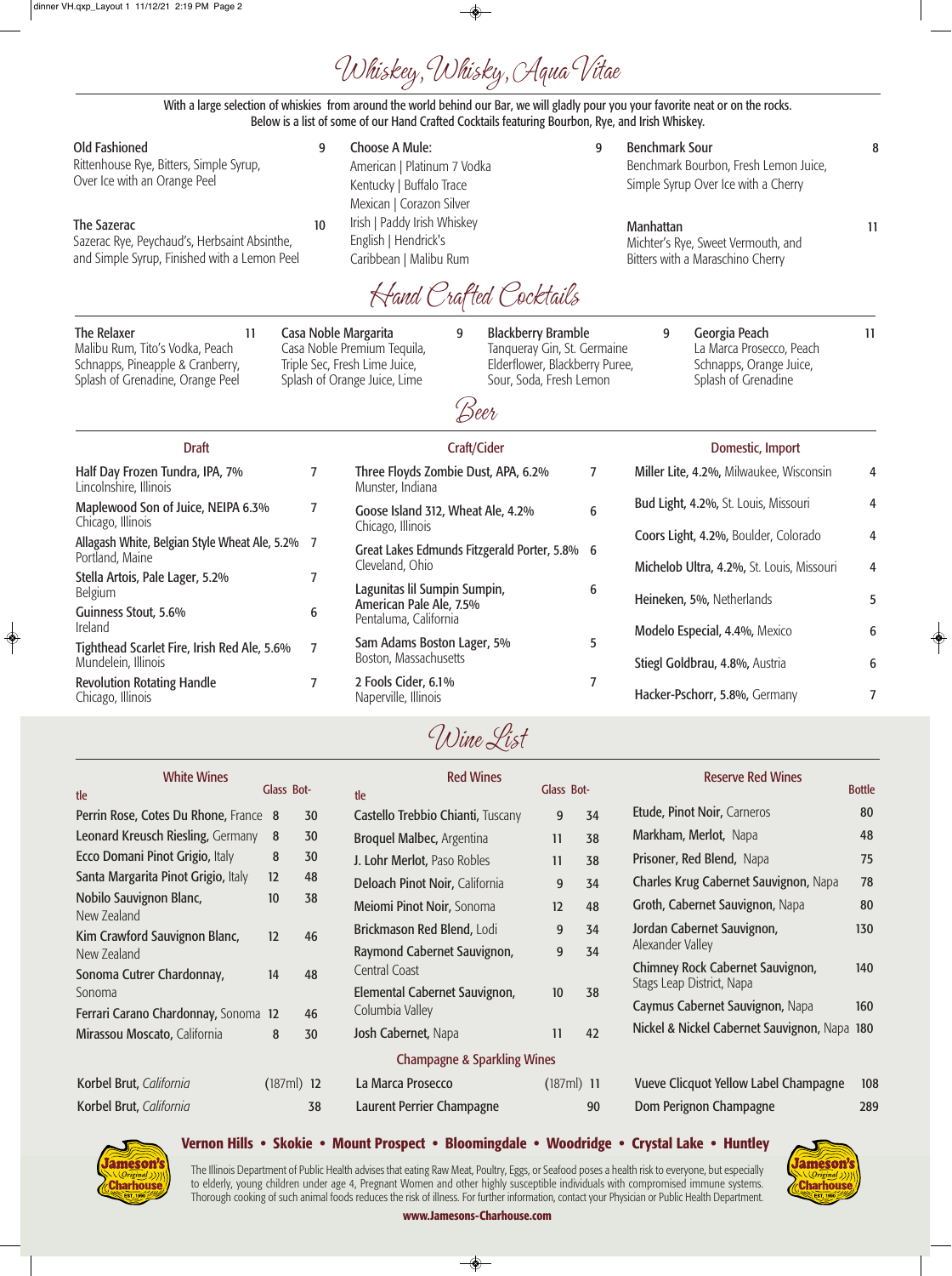# Whiskey, Whisky, Aqua Vitae

With a large selection of whiskies from around the world behind our Bar, we will gladly pour you your favorite neat or on the rocks. Below is a list of some of our Hand Crafted Cocktails featuring Bourbon, Rye, and Irish Whiskey.

**Old Fashioned** 9
Rittenhouse Rye, Bitters, Simple Syrup, Over Ice with an Orange Peel

**The Sazerac** 10
Sazerac Rye, Peychaud's, Herbsaint Absinthe, and Simple Syrup, Finished with a Lemon Peel

**Choose A Mule:** 9
American | Platinum 7 Vodka
Kentucky | Buffalo Trace
Mexican | Corazon Silver
Irish | Paddy Irish Whiskey
English | Hendrick's
Caribbean | Malibu Rum

**Benchmark Sour** 8
Benchmark Bourbon, Fresh Lemon Juice, Simple Syrup Over Ice with a Cherry

**Manhattan** 11
Michter's Rye, Sweet Vermouth, and Bitters with a Maraschino Cherry

# Hand Crafted Cocktails

**The Relaxer** 11
Malibu Rum, Tito's Vodka, Peach Schnapps, Pineapple & Cranberry, Splash of Grenadine, Orange Peel

**Casa Noble Margarita** 9
Casa Noble Premium Tequila, Triple Sec, Fresh Lime Juice, Splash of Orange Juice, Lime

**Blackberry Bramble** 9
Tanqueray Gin, St. Germaine Elderflower, Blackberry Puree, Sour, Soda, Fresh Lemon

**Georgia Peach** 11
La Marca Prosecco, Peach Schnapps, Orange Juice, Splash of Grenadine

# Beer

## Draft

| | |
|---|---|
| Half Day Frozen Tundra, IPA, 7%<br>Lincolnshire, Illinois | 7 |
| Maplewood Son of Juice, NEIPA 6.3%<br>Chicago, Illinois | 7 |
| Allagash White, Belgian Style Wheat Ale, 5.2%<br>Portland, Maine | 7 |
| Stella Artois, Pale Lager, 5.2%<br>Belgium | 7 |
| Guinness Stout, 5.6%<br>Ireland | 6 |
| Tighthead Scarlet Fire, Irish Red Ale, 5.6%<br>Mundelein, Illinois | 7 |
| Revolution Rotating Handle<br>Chicago, Illinois | 7 |

## Craft/Cider

| | |
|---|---|
| Three Floyds Zombie Dust, APA, 6.2%<br>Munster, Indiana | 7 |
| Goose Island 312, Wheat Ale, 4.2%<br>Chicago, Illinois | 6 |
| Great Lakes Edmunds Fitzgerald Porter, 5.8%<br>Cleveland, Ohio | 6 |
| Lagunitas lil Sumpin Sumpin, American Pale Ale, 7.5%<br>Pentaluma, California | 6 |
| Sam Adams Boston Lager, 5%<br>Boston, Massachusetts | 5 |
| 2 Fools Cider, 6.1%<br>Naperville, Illinois | 7 |

## Domestic, Import

| | |
|---|---|
| Miller Lite, 4.2%, Milwaukee, Wisconsin | 4 |
| Bud Light, 4.2%, St. Louis, Missouri | 4 |
| Coors Light, 4.2%, Boulder, Colorado | 4 |
| Michelob Ultra, 4.2%, St. Louis, Missouri | 4 |
| Heineken, 5%, Netherlands | 5 |
| Modelo Especial, 4.4%, Mexico | 6 |
| Stiegl Goldbrau, 4.8%, Austria | 6 |
| Hacker-Pschorr, 5.8%, Germany | 7 |

# Wine List

## White Wines

| | Glass | Bottle |
|---|---|---|
| Perrin Rose, Cotes Du Rhone, France | 8 | 30 |
| Leonard Kreusch Riesling, Germany | 8 | 30 |
| Ecco Domani Pinot Grigio, Italy | 8 | 30 |
| Santa Margarita Pinot Grigio, Italy | 12 | 48 |
| Nobilo Sauvignon Blanc, New Zealand | 10 | 38 |
| Kim Crawford Sauvignon Blanc, New Zealand | 12 | 46 |
| Sonoma Cutrer Chardonnay, Sonoma | 14 | 48 |
| Ferrari Carano Chardonnay, Sonoma | 12 | 46 |
| Mirassou Moscato, California | 8 | 30 |

## Red Wines

| | Glass | Bottle |
|---|---|---|
| Castello Trebbio Chianti, Tuscany | 9 | 34 |
| Broquel Malbec, Argentina | 11 | 38 |
| J. Lohr Merlot, Paso Robles | 11 | 38 |
| Deloach Pinot Noir, California | 9 | 34 |
| Meiomi Pinot Noir, Sonoma | 12 | 48 |
| Brickmason Red Blend, Lodi | 9 | 34 |
| Raymond Cabernet Sauvignon, Central Coast | 9 | 34 |
| Elemental Cabernet Sauvignon, Columbia Valley | 10 | 38 |
| Josh Cabernet, Napa | 11 | 42 |

## Reserve Red Wines

| | Bottle |
|---|---|
| Etude, Pinot Noir, Carneros | 80 |
| Markham, Merlot, Napa | 48 |
| Prisoner, Red Blend, Napa | 75 |
| Charles Krug Cabernet Sauvignon, Napa | 78 |
| Groth, Cabernet Sauvignon, Napa | 80 |
| Jordan Cabernet Sauvignon, Alexander Valley | 130 |
| Chimney Rock Cabernet Sauvignon, Stags Leap District, Napa | 140 |
| Caymus Cabernet Sauvignon, Napa | 160 |
| Nickel & Nickel Cabernet Sauvignon, Napa | 180 |

## Champagne & Sparkling Wines

| | |
|---|---|
| Korbel Brut, *California* (187ml) | 12 |
| Korbel Brut, *California* | 38 |
| La Marca Prosecco (187ml) | 11 |
| Laurent Perrier Champagne | 90 |
| Vueve Clicquot Yellow Label Champagne | 108 |
| Dom Perignon Champagne | 289 |

**Vernon Hills • Skokie • Mount Prospect • Bloomingdale • Woodridge • Crystal Lake • Huntley**

The Illinois Department of Public Health advises that eating Raw Meat, Poultry, Eggs, or Seafood poses a health risk to everyone, but especially to elderly, young children under age 4, Pregnant Women and other highly susceptible individuals with compromised immune systems. Thorough cooking of such animal foods reduces the risk of illness. For further information, contact your Physician or Public Health Department.

**www.Jamesons-Charhouse.com**